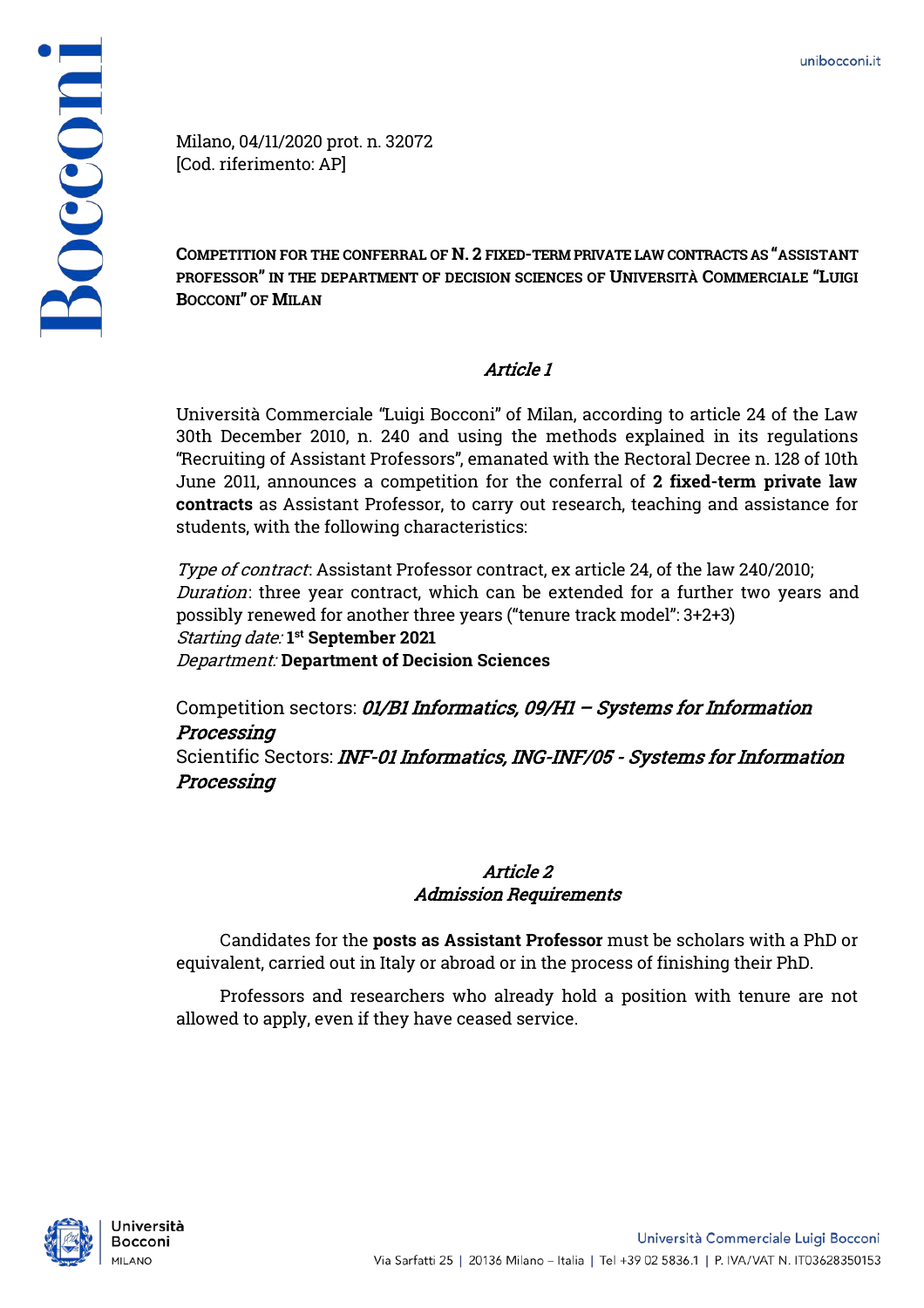Milano, 04/11/2020 prot. n. 32072
[Cod. riferimento: AP]

**COMPETITION FOR THE CONFERRAL OF N. 2 FIXED-TERM PRIVATE LAW CONTRACTS AS "ASSISTANT PROFESSOR" IN THE DEPARTMENT OF DECISION SCIENCES OF UNIVERSITÀ COMMERCIALE "LUIGI BOCCONI" OF MILAN**

## *Article 1*

Università Commerciale "Luigi Bocconi" of Milan, according to article 24 of the Law 30th December 2010, n. 240 and using the methods explained in its regulations "Recruiting of Assistant Professors", emanated with the Rectoral Decree n. 128 of 10th June 2011, announces a competition for the conferral of **2 fixed-term private law contracts** as Assistant Professor, to carry out research, teaching and assistance for students, with the following characteristics:

*Type of contract*: Assistant Professor contract, ex article 24, of the law 240/2010;
*Duration*: three year contract, which can be extended for a further two years and possibly renewed for another three years ("tenure track model": 3+2+3)
*Starting date:* **1st September 2021**
*Department:* **Department of Decision Sciences**

Competition sectors: ***01/B1 Informatics, 09/H1 – Systems for Information Processing***
Scientific Sectors: ***INF-01 Informatics, ING-INF/05 - Systems for Information Processing***

## *Article 2*
## *Admission Requirements*

Candidates for the **posts as Assistant Professor** must be scholars with a PhD or equivalent, carried out in Italy or abroad or in the process of finishing their PhD.

Professors and researchers who already hold a position with tenure are not allowed to apply, even if they have ceased service.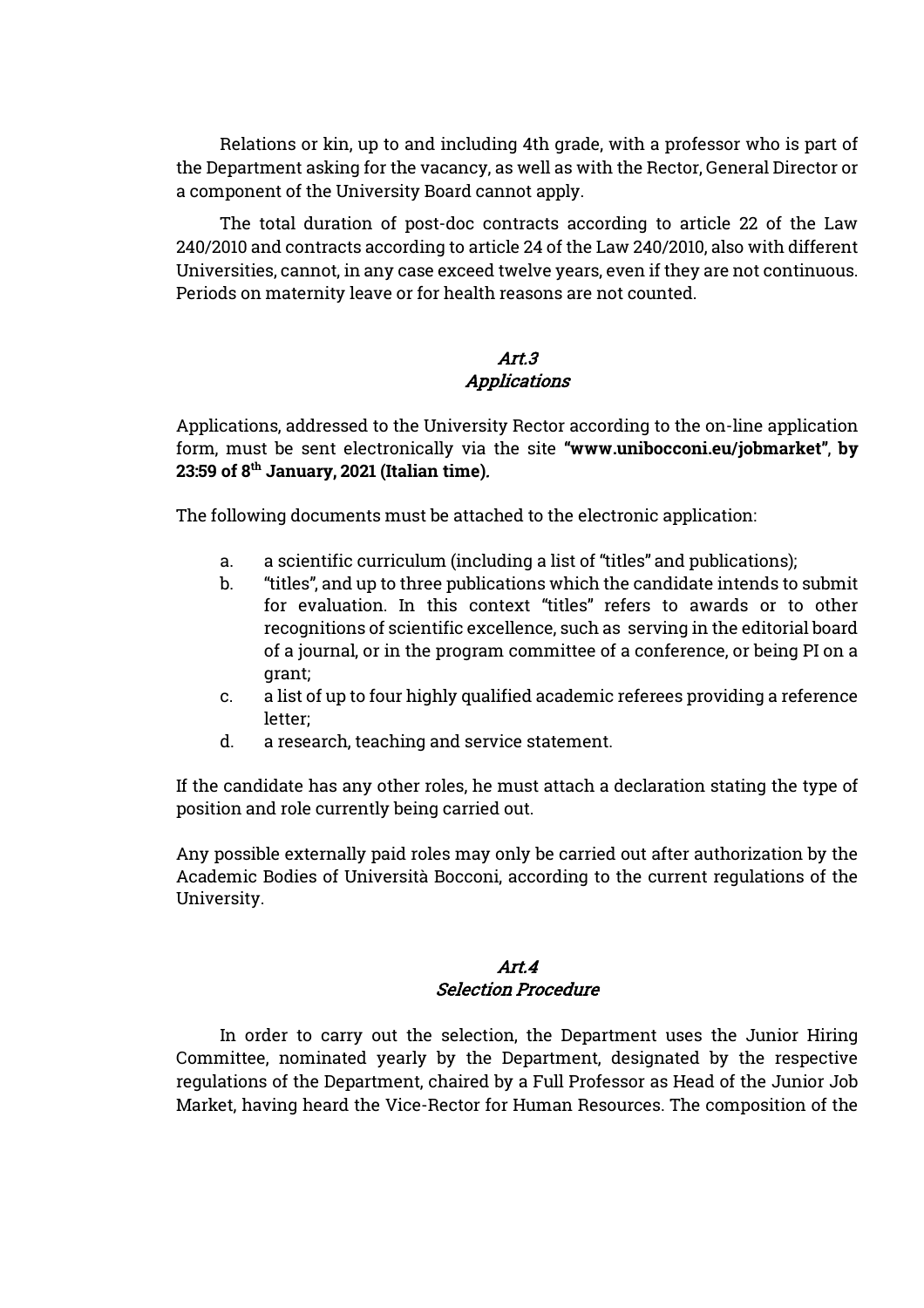Relations or kin, up to and including 4th grade, with a professor who is part of the Department asking for the vacancy, as well as with the Rector, General Director or a component of the University Board cannot apply.

The total duration of post-doc contracts according to article 22 of the Law 240/2010 and contracts according to article 24 of the Law 240/2010, also with different Universities, cannot, in any case exceed twelve years, even if they are not continuous. Periods on maternity leave or for health reasons are not counted.

## *Art.3*
## *Applications*

Applications, addressed to the University Rector according to the on-line application form, must be sent electronically via the site **"www.unibocconi.eu/jobmarket"**, **by 23:59 of 8th January, 2021 (Italian time)***.*

The following documents must be attached to the electronic application:

a. a scientific curriculum (including a list of "titles" and publications);
b. "titles", and up to three publications which the candidate intends to submit for evaluation. In this context "titles" refers to awards or to other recognitions of scientific excellence, such as serving in the editorial board of a journal, or in the program committee of a conference, or being PI on a grant;
c. a list of up to four highly qualified academic referees providing a reference letter;
d. a research, teaching and service statement.

If the candidate has any other roles, he must attach a declaration stating the type of position and role currently being carried out.

Any possible externally paid roles may only be carried out after authorization by the Academic Bodies of Università Bocconi, according to the current regulations of the University.

## *Art.4*
## *Selection Procedure*

In order to carry out the selection, the Department uses the Junior Hiring Committee, nominated yearly by the Department, designated by the respective regulations of the Department, chaired by a Full Professor as Head of the Junior Job Market, having heard the Vice-Rector for Human Resources. The composition of the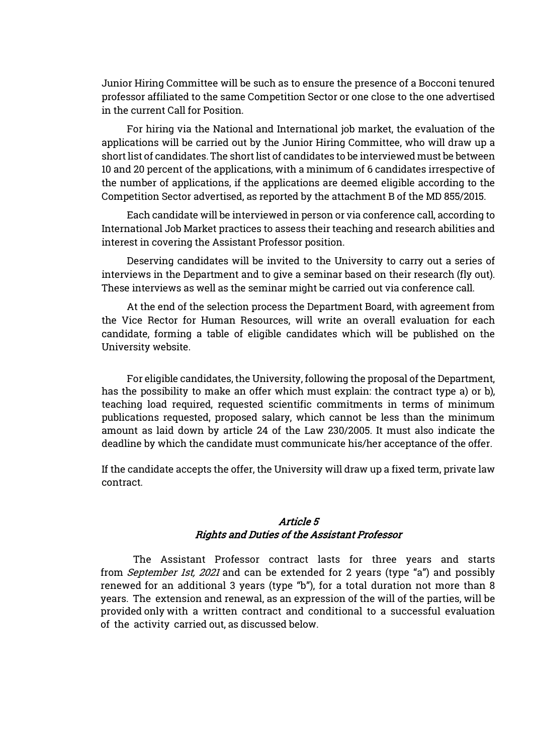Junior Hiring Committee will be such as to ensure the presence of a Bocconi tenured professor affiliated to the same Competition Sector or one close to the one advertised in the current Call for Position.

For hiring via the National and International job market, the evaluation of the applications will be carried out by the Junior Hiring Committee, who will draw up a short list of candidates. The short list of candidates to be interviewed must be between 10 and 20 percent of the applications, with a minimum of 6 candidates irrespective of the number of applications, if the applications are deemed eligible according to the Competition Sector advertised, as reported by the attachment B of the MD 855/2015.

Each candidate will be interviewed in person or via conference call, according to International Job Market practices to assess their teaching and research abilities and interest in covering the Assistant Professor position.

Deserving candidates will be invited to the University to carry out a series of interviews in the Department and to give a seminar based on their research (fly out). These interviews as well as the seminar might be carried out via conference call.

At the end of the selection process the Department Board, with agreement from the Vice Rector for Human Resources, will write an overall evaluation for each candidate, forming a table of eligible candidates which will be published on the University website.

For eligible candidates, the University, following the proposal of the Department, has the possibility to make an offer which must explain: the contract type a) or b), teaching load required, requested scientific commitments in terms of minimum publications requested, proposed salary, which cannot be less than the minimum amount as laid down by article 24 of the Law 230/2005. It must also indicate the deadline by which the candidate must communicate his/her acceptance of the offer.

If the candidate accepts the offer, the University will draw up a fixed term, private law contract.

### *Article 5*
### *Rights and Duties of the Assistant Professor*

The Assistant Professor contract lasts for three years and starts from *September 1st, 2021* and can be extended for 2 years (type "a") and possibly renewed for an additional 3 years (type "b"), for a total duration not more than 8 years. The extension and renewal, as an expression of the will of the parties, will be provided only with a written contract and conditional to a successful evaluation of the activity carried out, as discussed below.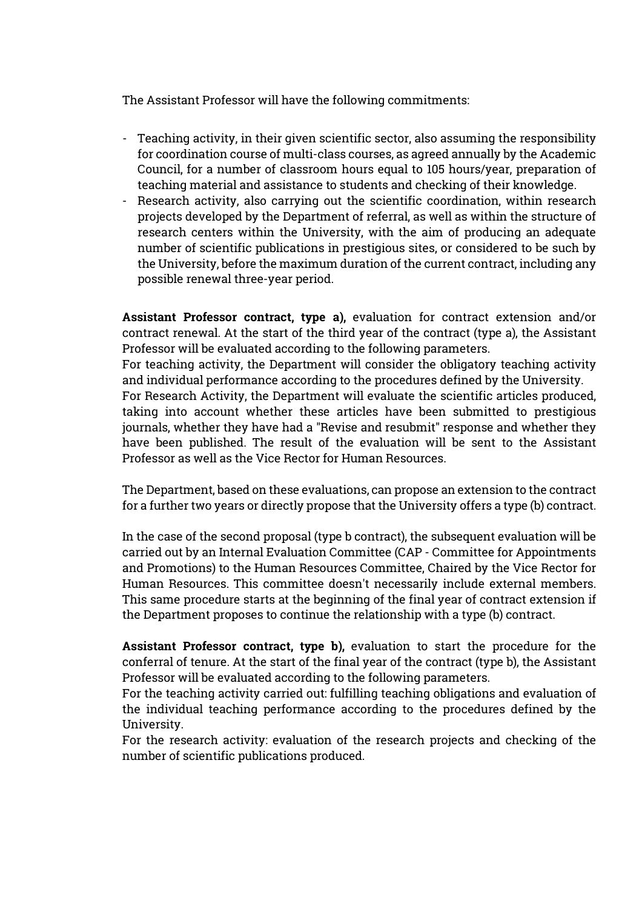The Assistant Professor will have the following commitments:

- Teaching activity, in their given scientific sector, also assuming the responsibility for coordination course of multi-class courses, as agreed annually by the Academic Council, for a number of classroom hours equal to 105 hours/year, preparation of teaching material and assistance to students and checking of their knowledge.
- Research activity, also carrying out the scientific coordination, within research projects developed by the Department of referral, as well as within the structure of research centers within the University, with the aim of producing an adequate number of scientific publications in prestigious sites, or considered to be such by the University, before the maximum duration of the current contract, including any possible renewal three-year period.

**Assistant Professor contract, type a),** evaluation for contract extension and/or contract renewal. At the start of the third year of the contract (type a), the Assistant Professor will be evaluated according to the following parameters.
For teaching activity, the Department will consider the obligatory teaching activity and individual performance according to the procedures defined by the University.
For Research Activity, the Department will evaluate the scientific articles produced, taking into account whether these articles have been submitted to prestigious journals, whether they have had a "Revise and resubmit" response and whether they have been published. The result of the evaluation will be sent to the Assistant Professor as well as the Vice Rector for Human Resources.

The Department, based on these evaluations, can propose an extension to the contract for a further two years or directly propose that the University offers a type (b) contract.

In the case of the second proposal (type b contract), the subsequent evaluation will be carried out by an Internal Evaluation Committee (CAP - Committee for Appointments and Promotions) to the Human Resources Committee, Chaired by the Vice Rector for Human Resources. This committee doesn't necessarily include external members. This same procedure starts at the beginning of the final year of contract extension if the Department proposes to continue the relationship with a type (b) contract.

**Assistant Professor contract, type b),** evaluation to start the procedure for the conferral of tenure. At the start of the final year of the contract (type b), the Assistant Professor will be evaluated according to the following parameters.
For the teaching activity carried out: fulfilling teaching obligations and evaluation of the individual teaching performance according to the procedures defined by the University.
For the research activity: evaluation of the research projects and checking of the number of scientific publications produced.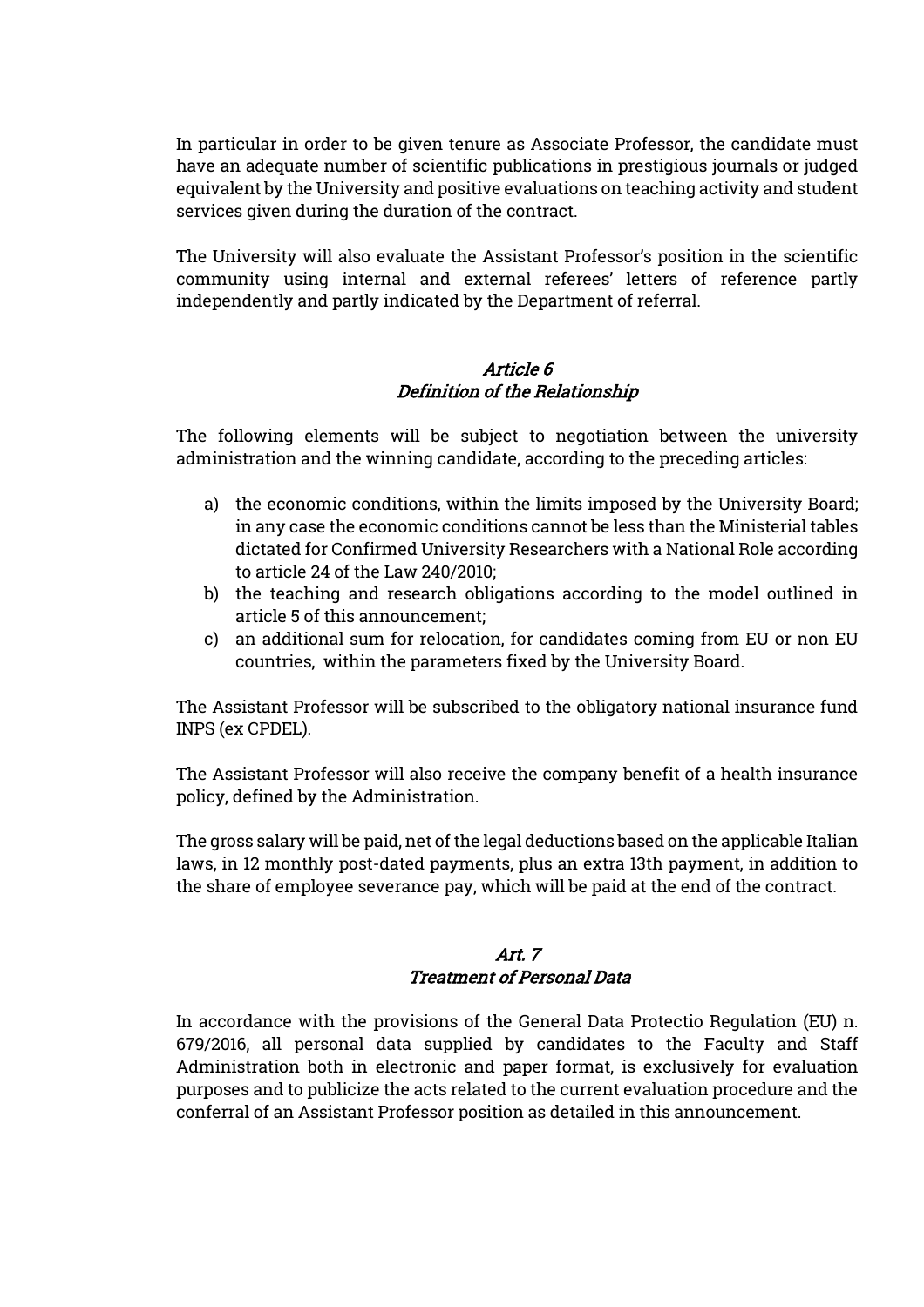In particular in order to be given tenure as Associate Professor, the candidate must have an adequate number of scientific publications in prestigious journals or judged equivalent by the University and positive evaluations on teaching activity and student services given during the duration of the contract.

The University will also evaluate the Assistant Professor's position in the scientific community using internal and external referees' letters of reference partly independently and partly indicated by the Department of referral.

### *Article 6*
### *Definition of the Relationship*

The following elements will be subject to negotiation between the university administration and the winning candidate, according to the preceding articles:

a) the economic conditions, within the limits imposed by the University Board; in any case the economic conditions cannot be less than the Ministerial tables dictated for Confirmed University Researchers with a National Role according to article 24 of the Law 240/2010;
b) the teaching and research obligations according to the model outlined in article 5 of this announcement;
c) an additional sum for relocation, for candidates coming from EU or non EU countries, within the parameters fixed by the University Board.

The Assistant Professor will be subscribed to the obligatory national insurance fund INPS (ex CPDEL).

The Assistant Professor will also receive the company benefit of a health insurance policy, defined by the Administration.

The gross salary will be paid, net of the legal deductions based on the applicable Italian laws, in 12 monthly post-dated payments, plus an extra 13th payment, in addition to the share of employee severance pay, which will be paid at the end of the contract.

### *Art. 7*
### *Treatment of Personal Data*

In accordance with the provisions of the General Data Protectio Regulation (EU) n. 679/2016, all personal data supplied by candidates to the Faculty and Staff Administration both in electronic and paper format, is exclusively for evaluation purposes and to publicize the acts related to the current evaluation procedure and the conferral of an Assistant Professor position as detailed in this announcement.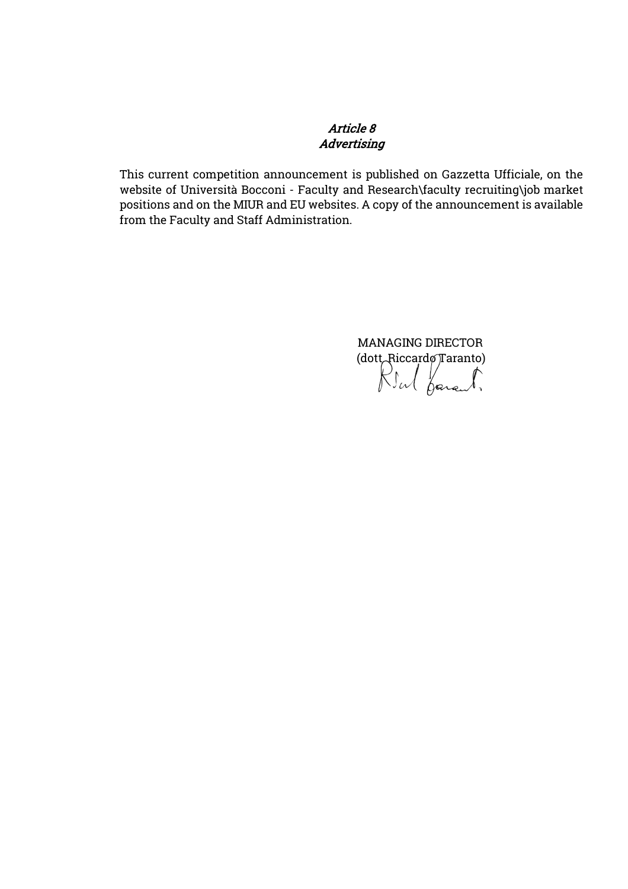### *Article 8*
### *Advertising*

This current competition announcement is published on Gazzetta Ufficiale, on the website of Università Bocconi - Faculty and Research\faculty recruiting\job market positions and on the MIUR and EU websites. A copy of the announcement is available from the Faculty and Staff Administration.

MANAGING DIRECTOR
(dott. Riccardo Taranto)